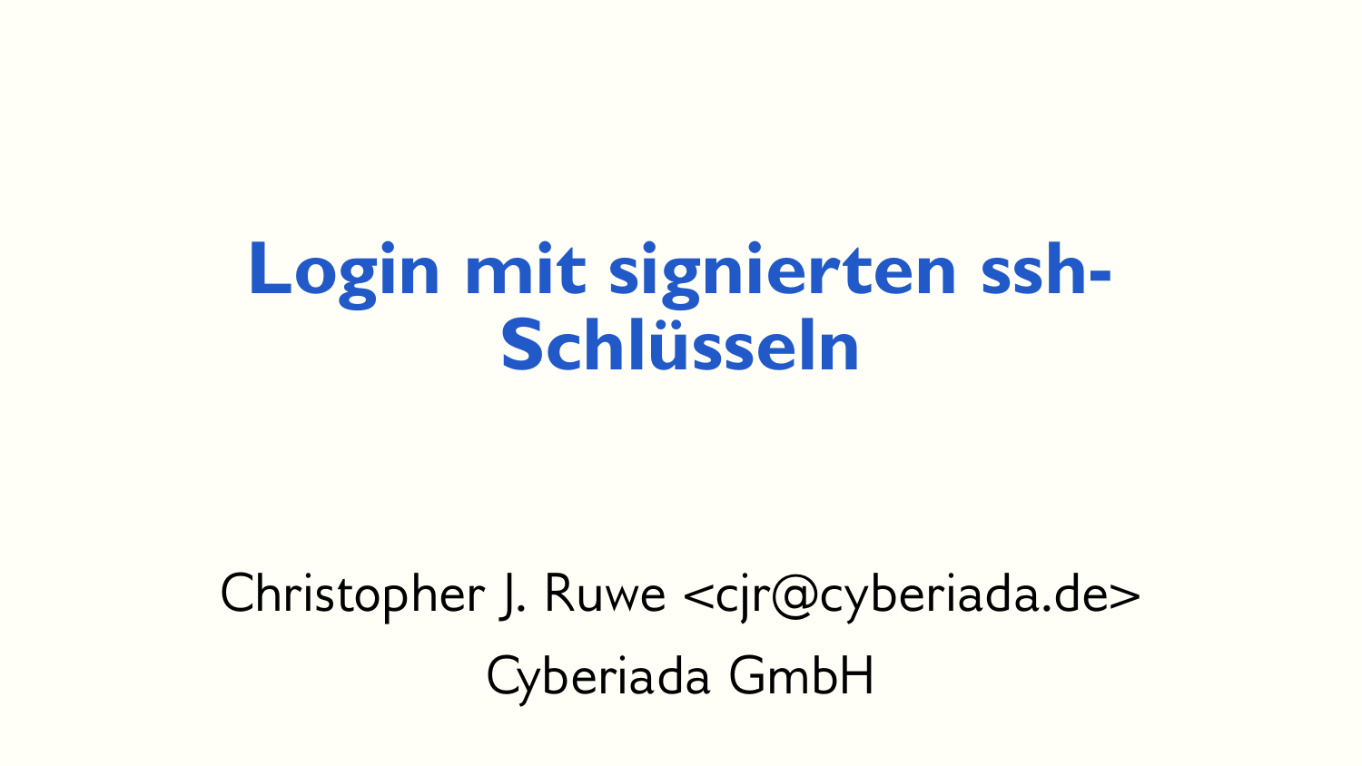# Login mit signierten ssh-Schlüsseln

Christopher J. Ruwe <cjr@cyberiada.de>

Cyberiada GmbH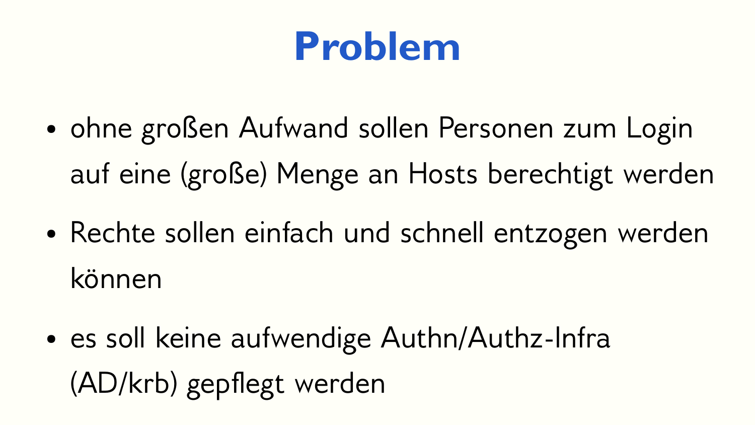# Problem

- ohne großen Aufwand sollen Personen zum Login auf eine (große) Menge an Hosts berechtigt werden
- Rechte sollen einfach und schnell entzogen werden können
- es soll keine aufwendige Authn/Authz-Infra (AD/krb) gepflegt werden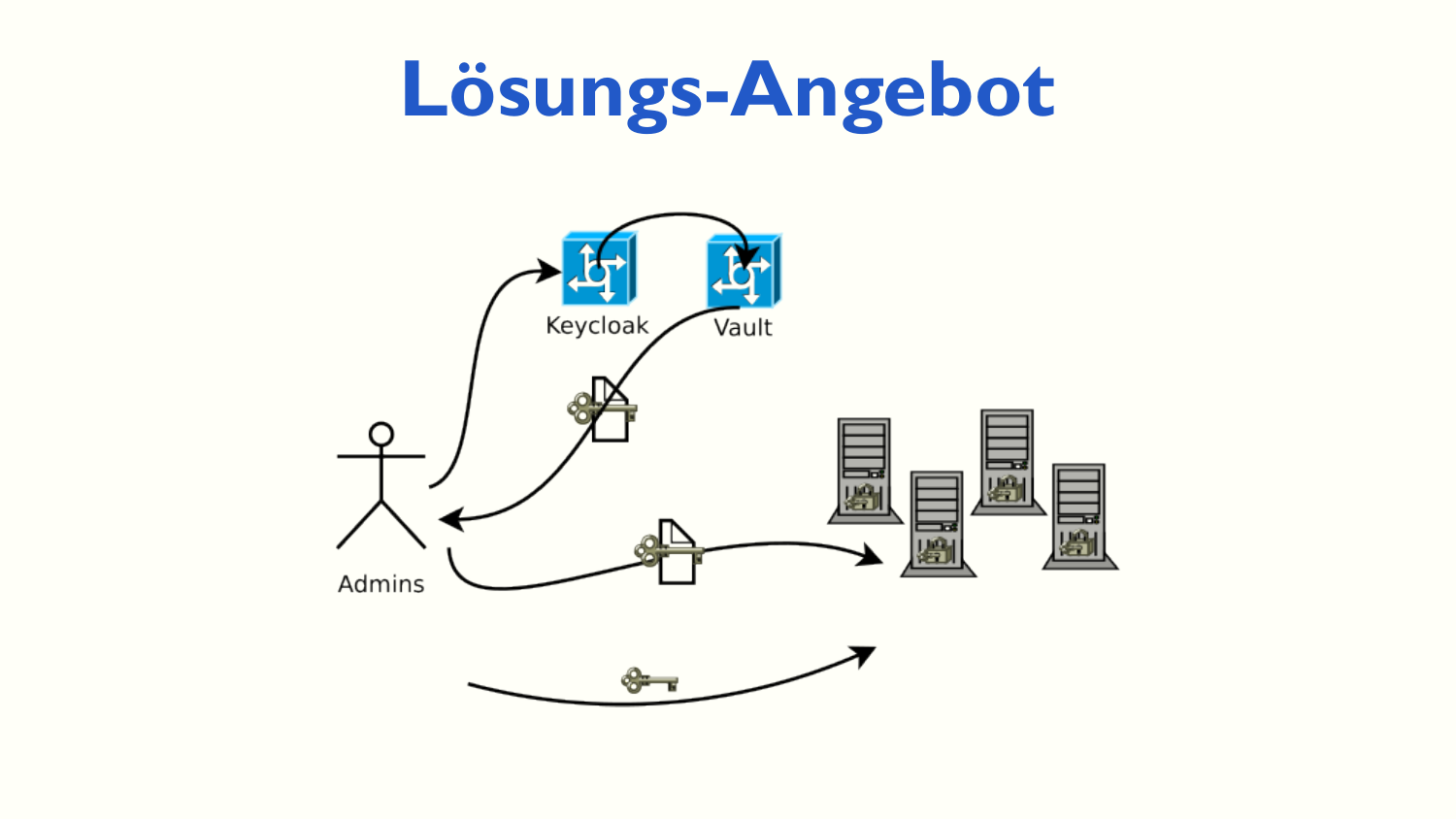# Lösungs-Angebot

Keycloak

Vault

Admins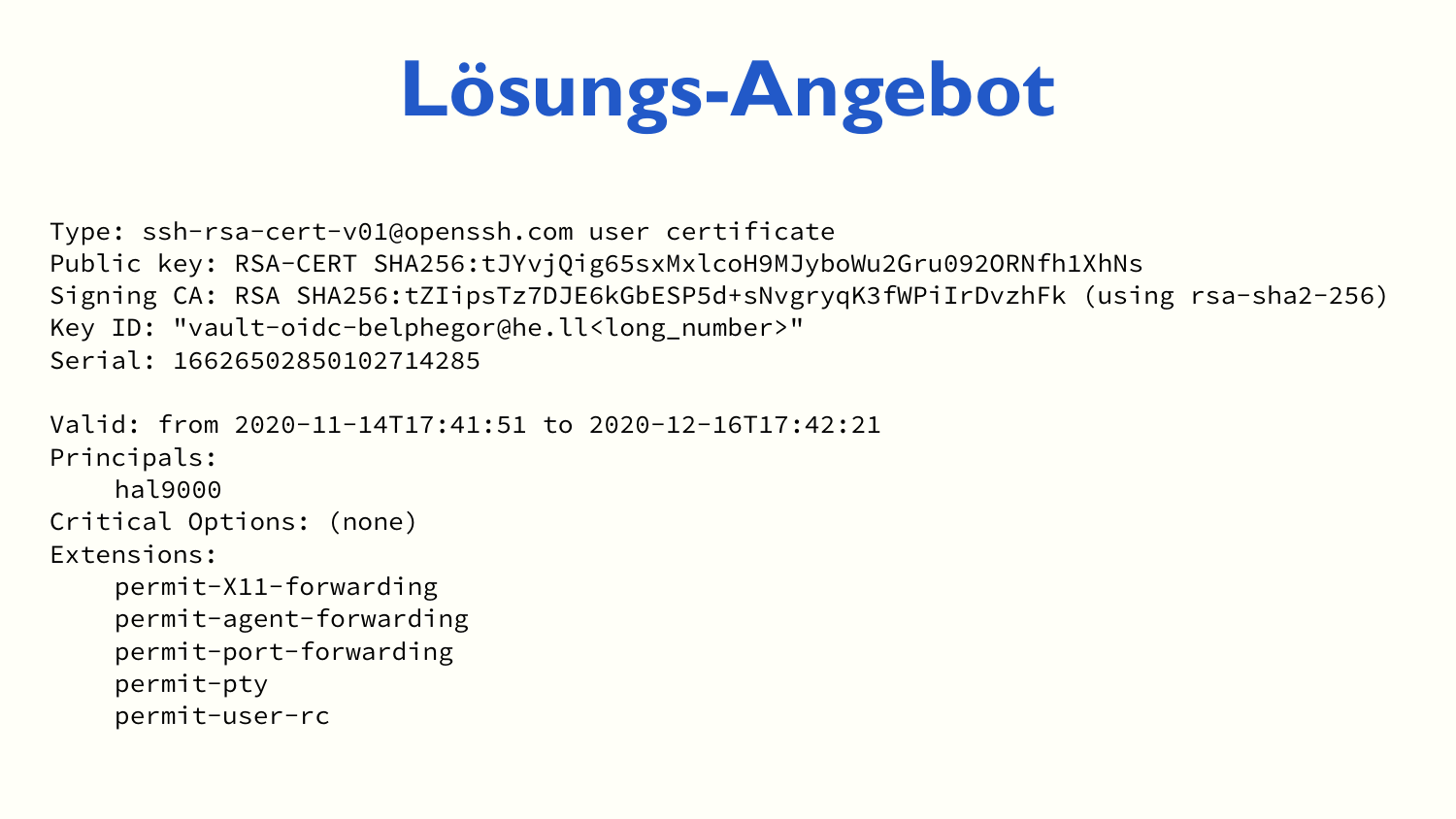# Lösungs-Angebot

```
Type: ssh-rsa-cert-v01@openssh.com user certificate
Public key: RSA-CERT SHA256:tJYvjQig65sxMxlcoH9MJyboWu2Gru092ORNfh1XhNs
Signing CA: RSA SHA256:tZIipsTz7DJE6kGbESP5d+sNvgryqK3fWPiIrDvzhFk (using rsa-sha2-256)
Key ID: "vault-oidc-belphegor@he.ll<long_number>"
Serial: 16626502850102714285

Valid: from 2020-11-14T17:41:51 to 2020-12-16T17:42:21
Principals:
    hal9000
Critical Options: (none)
Extensions:
    permit-X11-forwarding
    permit-agent-forwarding
    permit-port-forwarding
    permit-pty
    permit-user-rc
```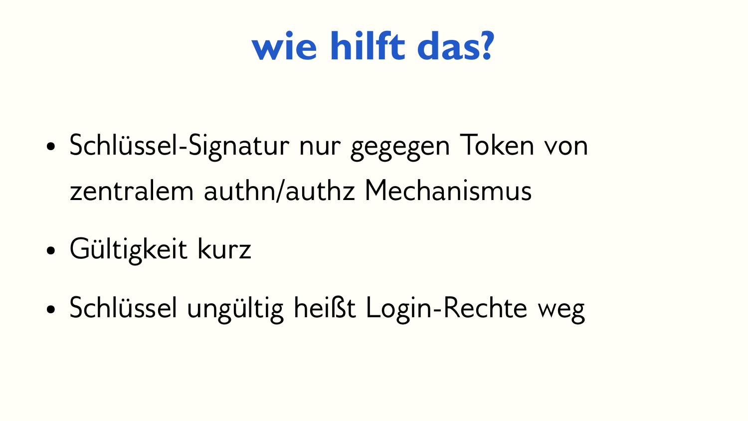# wie hilft das?

- Schlüssel-Signatur nur gegegen Token von zentralem authn/authz Mechanismus
- Gültigkeit kurz
- Schlüssel ungültig heißt Login-Rechte weg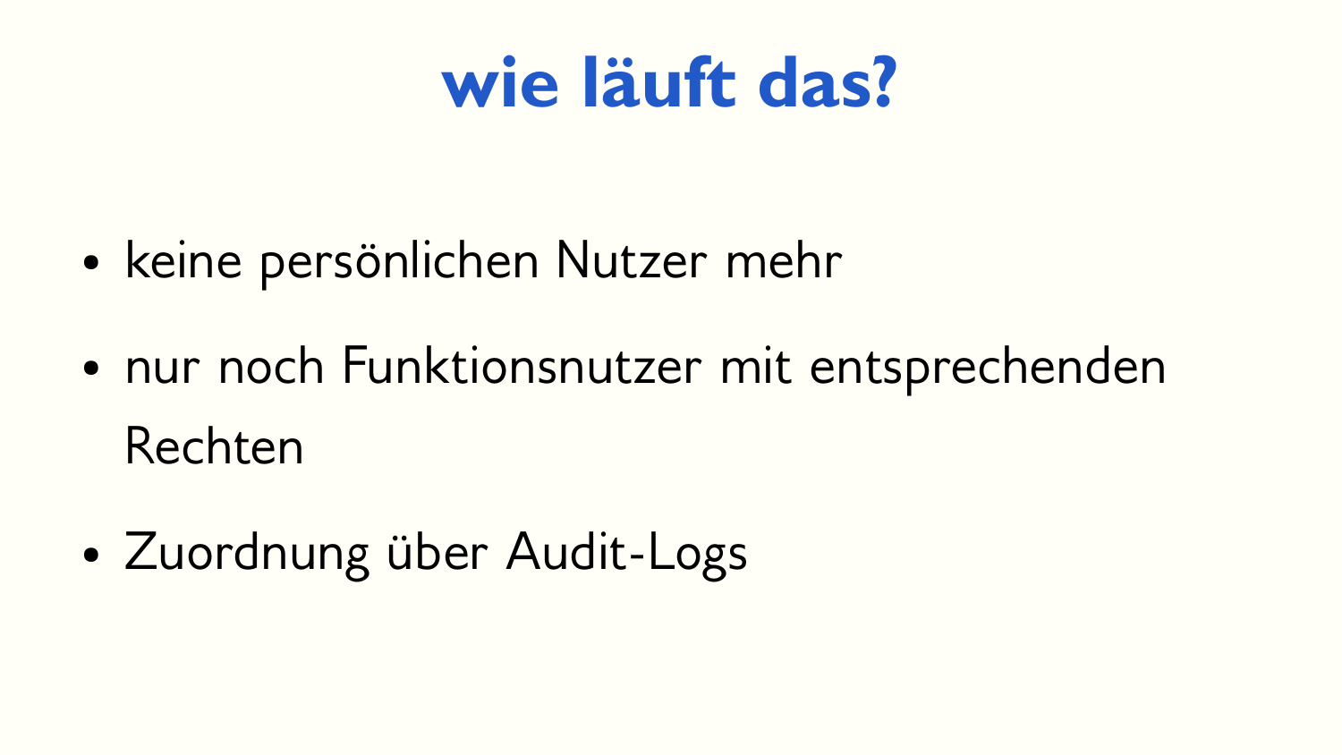# wie läuft das?

- keine persönlichen Nutzer mehr
- nur noch Funktionsnutzer mit entsprechenden Rechten
- Zuordnung über Audit-Logs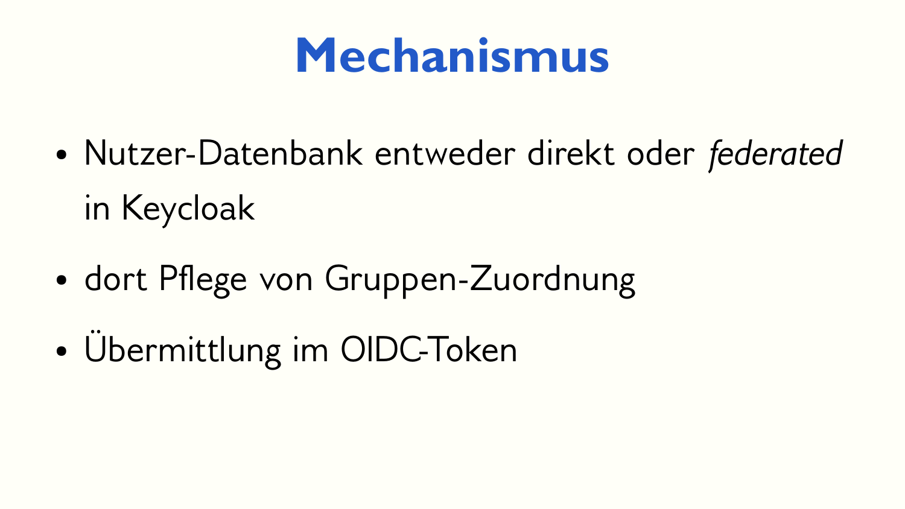# Mechanismus

- Nutzer-Datenbank entweder direkt oder *federated* in Keycloak
- dort Pflege von Gruppen-Zuordnung
- Übermittlung im OIDC-Token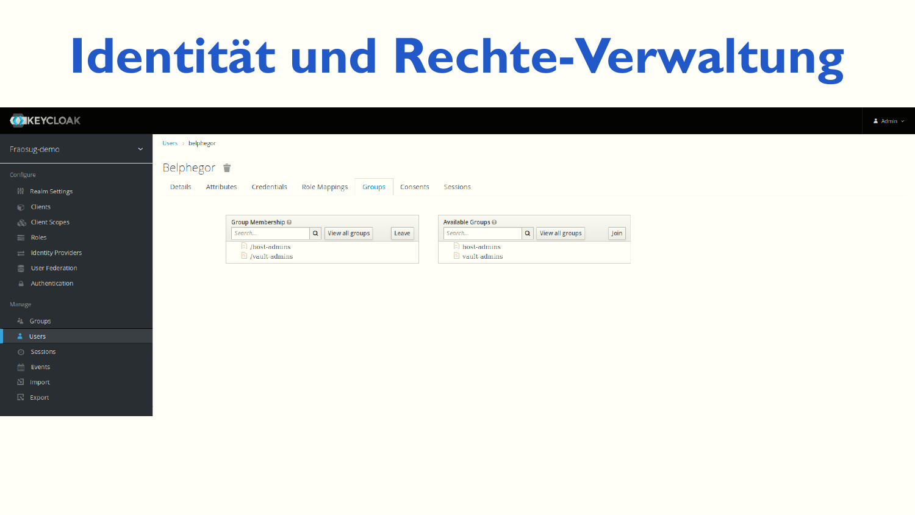# Identität und Rechte-Verwaltung

KEYCLOAK

Admin

Fraosug-demo

Configure

- Realm Settings
- Clients
- Client Scopes
- Roles
- Identity Providers
- User Federation
- Authentication

Manage

- Groups
- Users
- Sessions
- Events
- Import
- Export

Users › belphegor

Belphegor

Details | Attributes | Credentials | Role Mappings | Groups | Consents | Sessions

**Group Membership**

Search... | View all groups | Leave

- /host-admins
- /vault-admins

**Available Groups**

Search... | View all groups | Join

- host-admins
- vault-admins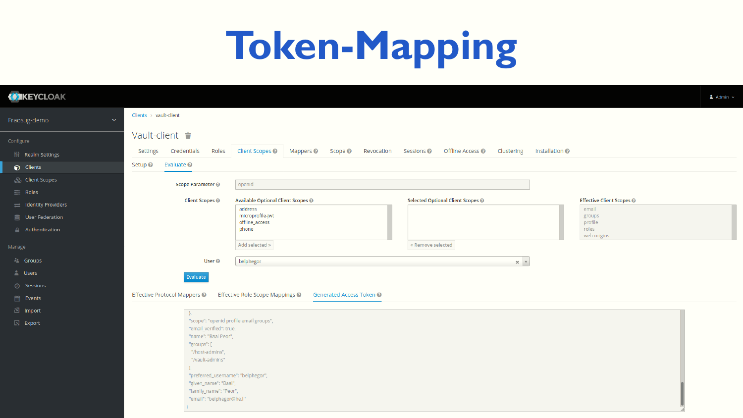# Token-Mapping

KEYCLOAK — Admin

Fraosug-demo

**Configure**
- Realm Settings
- Clients
- Client Scopes
- Roles
- Identity Providers
- User Federation
- Authentication

**Manage**
- Groups
- Users
- Sessions
- Events
- Import
- Export

Clients › vault-client

## Vault-client

Settings | Credentials | Roles | Client Scopes | Mappers | Scope | Revocation | Sessions | Offline Access | Clustering | Installation

Setup | Evaluate

**Scope Parameter:** openid

**Client Scopes**

| Available Optional Client Scopes | Selected Optional Client Scopes | Effective Client Scopes |
| --- | --- | --- |
| address<br>microprofile-jwt<br>offline_access<br>phone | | email<br>groups<br>profile<br>roles<br>web-origins |

Add selected » | « Remove selected

**User:** belphegor

Evaluate

Effective Protocol Mappers | Effective Role Scope Mappings | Generated Access Token

```
},
"scope": "openid profile email groups",
"email_verified": true,
"name": "Baal Peor",
"groups": [
  "/host-admins",
  "/vault-admins"
],
"preferred_username": "belphegor",
"given_name": "Baal",
"family_name": "Peor",
"email": "belphegor@he.ll"
}
```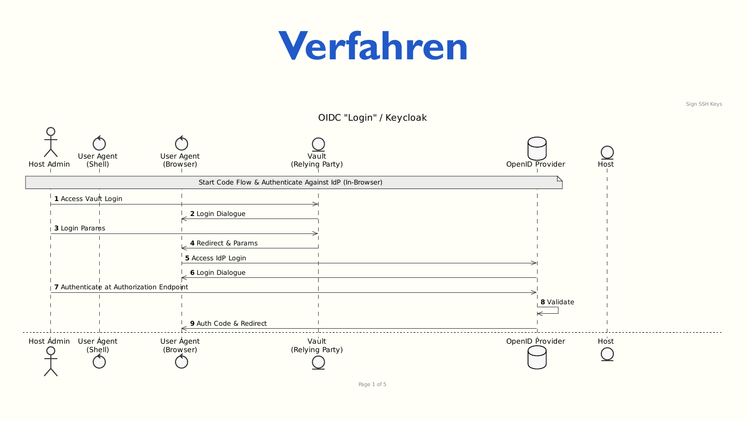# Verfahren

Sign SSH Keys

## OIDC "Login" / Keycloak

Participants: Host Admin, User Agent (Shell), User Agent (Browser), Vault (Relying Party), OpenID Provider, Host

Note: Start Code Flow & Authenticate Against IdP (In-Browser)

1. **1** Access Vault Login (Host Admin → Vault (Relying Party))
2. **2** Login Dialogue (Vault (Relying Party) → User Agent (Browser))
3. **3** Login Params (Host Admin → Vault (Relying Party))
4. **4** Redirect & Params (Vault (Relying Party) → User Agent (Browser))
5. **5** Access IdP Login (User Agent (Browser) → OpenID Provider)
6. **6** Login Dialogue (OpenID Provider → User Agent (Browser))
7. **7** Authenticate at Authorization Endpoint (Host Admin → OpenID Provider)
8. **8** Validate (OpenID Provider → OpenID Provider)
9. **9** Auth Code & Redirect (OpenID Provider → User Agent (Browser))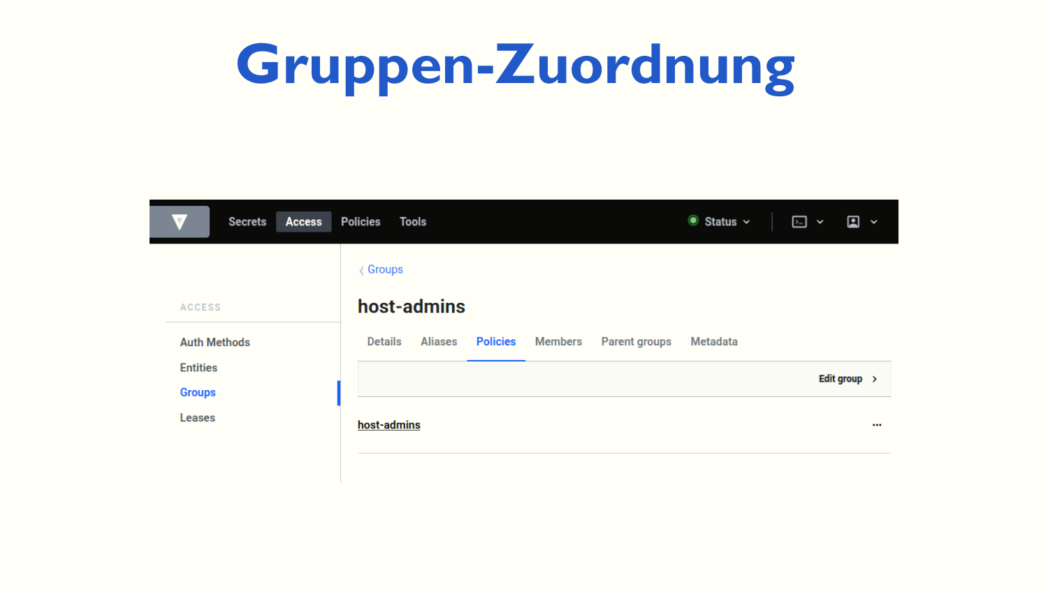# Gruppen-Zuordnung

Secrets Access Policies Tools Status

ACCESS

- Auth Methods
- Entities
- Groups
- Leases

‹ Groups

## host-admins

Details | Aliases | Policies | Members | Parent groups | Metadata

Edit group ›

host-admins ...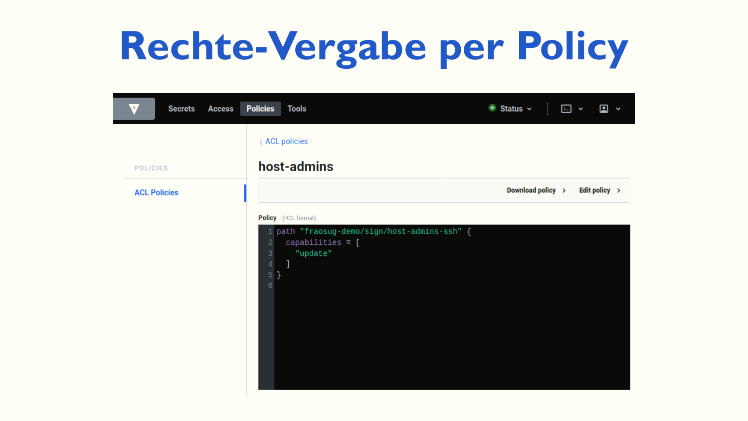# Rechte-Vergabe per Policy

Secrets Access **Policies** Tools Status

POLICIES

ACL Policies

‹ ACL policies

## host-admins

Download policy › Edit policy ›

**Policy** (HCL format)

```
path "fraosug-demo/sign/host-admins-ssh" {
  capabilities = [
    "update"
  ]
}
```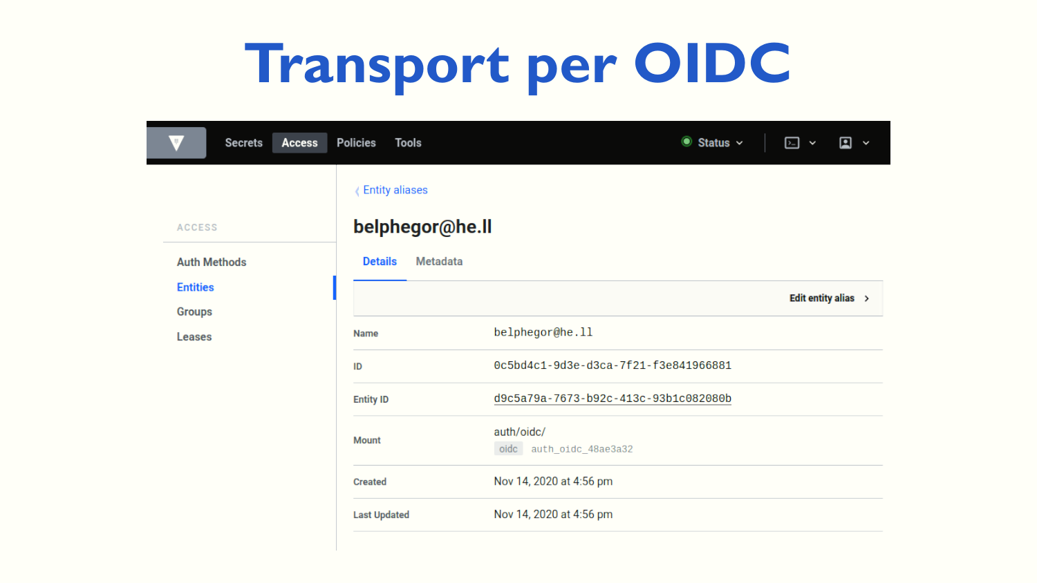# Transport per OIDC

Secrets | Access | Policies | Tools | Status

ACCESS

- Auth Methods
- Entities
- Groups
- Leases

‹ Entity aliases

## belphegor@he.ll

Details | Metadata

Edit entity alias ›

| | |
|---|---|
| Name | belphegor@he.ll |
| ID | 0c5bd4c1-9d3e-d3ca-7f21-f3e841966881 |
| Entity ID | d9c5a79a-7673-b92c-413c-93b1c082080b |
| Mount | auth/oidc/ oidc auth_oidc_48ae3a32 |
| Created | Nov 14, 2020 at 4:56 pm |
| Last Updated | Nov 14, 2020 at 4:56 pm |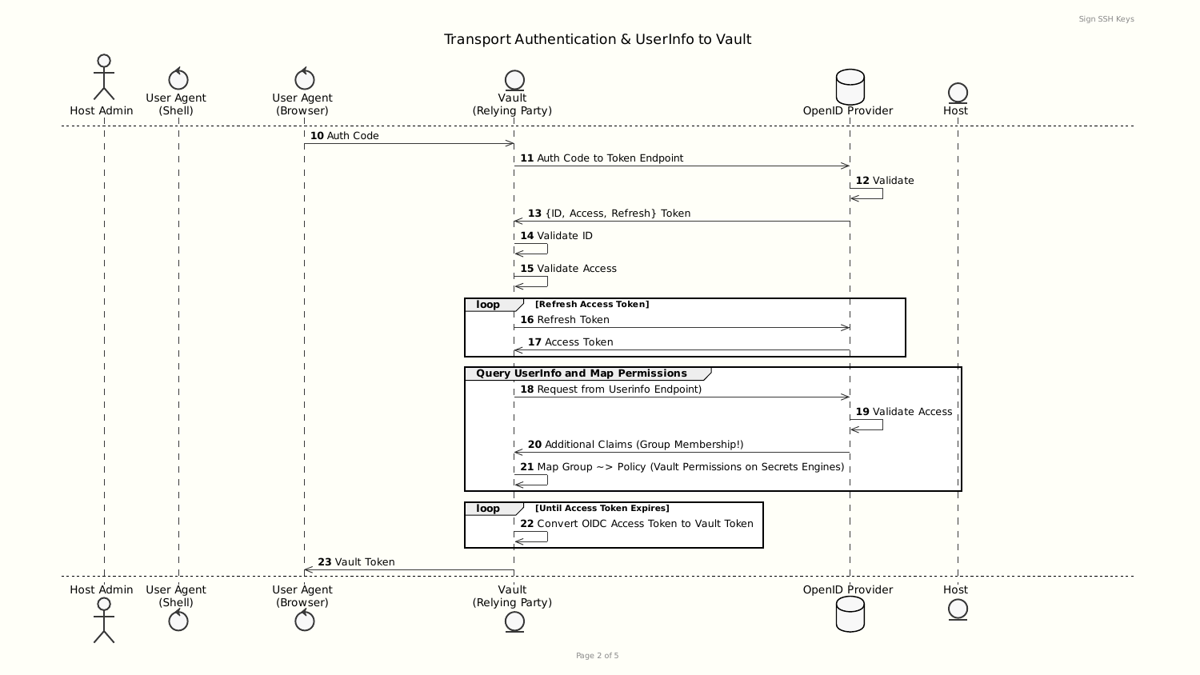# Transport Authentication & UserInfo to Vault

Participants: Host Admin, User Agent (Shell), User Agent (Browser), Vault (Relying Party), OpenID Provider, Host

**10** Auth Code (User Agent (Browser) → Vault (Relying Party))

**11** Auth Code to Token Endpoint (Vault (Relying Party) → OpenID Provider)

**12** Validate (OpenID Provider → OpenID Provider)

**13** {ID, Access, Refresh} Token (OpenID Provider → Vault (Relying Party))

**14** Validate ID (Vault (Relying Party) → Vault (Relying Party))

**15** Validate Access (Vault (Relying Party) → Vault (Relying Party))

**loop** [Refresh Access Token]

- **16** Refresh Token (Vault (Relying Party) → OpenID Provider)
- **17** Access Token (OpenID Provider → Vault (Relying Party))

**Query UserInfo and Map Permissions**

- **18** Request from Userinfo Endpoint) (Vault (Relying Party) → OpenID Provider)
- **19** Validate Access (OpenID Provider → OpenID Provider)
- **20** Additional Claims (Group Membership!) (OpenID Provider → Vault (Relying Party))
- **21** Map Group ~> Policy (Vault Permissions on Secrets Engines) (Vault (Relying Party) → Vault (Relying Party))

**loop** [Until Access Token Expires]

- **22** Convert OIDC Access Token to Vault Token (Vault (Relying Party) → Vault (Relying Party))

**23** Vault Token (Vault (Relying Party) → User Agent (Browser))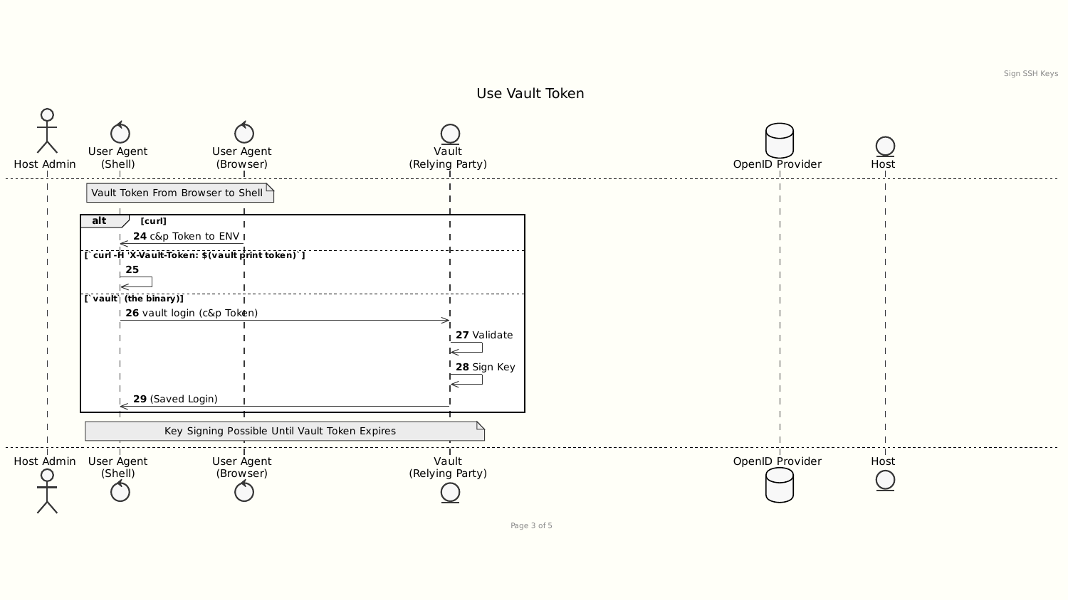# Use Vault Token

Host Admin | User Agent (Shell) | User Agent (Browser) | Vault (Relying Party) | OpenID Provider | Host

Vault Token From Browser to Shell

**alt** [curl]

**24** c&p Token to ENV

[ `curl -H 'X-Vault-Token: $(vault print token)` ]

**25**

[ `vault` (the binary)]

**26** vault login (c&p Token)

**27** Validate

**28** Sign Key

**29** (Saved Login)

Key Signing Possible Until Vault Token Expires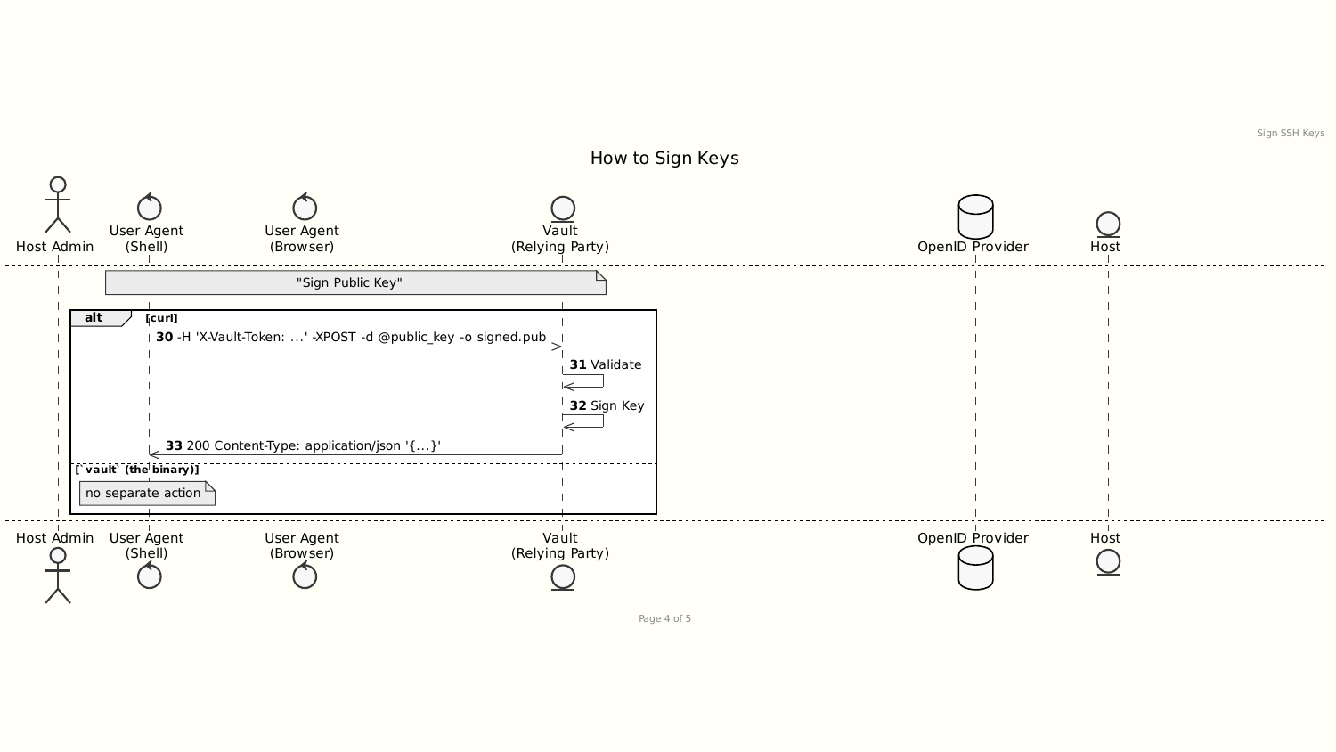# How to Sign Keys

Participants: Host Admin, User Agent (Shell), User Agent (Browser), Vault (Relying Party), OpenID Provider, Host

Note: "Sign Public Key"

**alt** [curl]

- **30** User Agent (Shell) → Vault (Relying Party): -H 'X-Vault-Token: ...' -XPOST -d @public_key -o signed.pub
- **31** Vault (Relying Party) → Vault (Relying Party): Validate
- **32** Vault (Relying Party) → Vault (Relying Party): Sign Key
- **33** Vault (Relying Party) → User Agent (Shell): 200 Content-Type: application/json '{...}'

[`vault` (the binary)]

Note: no separate action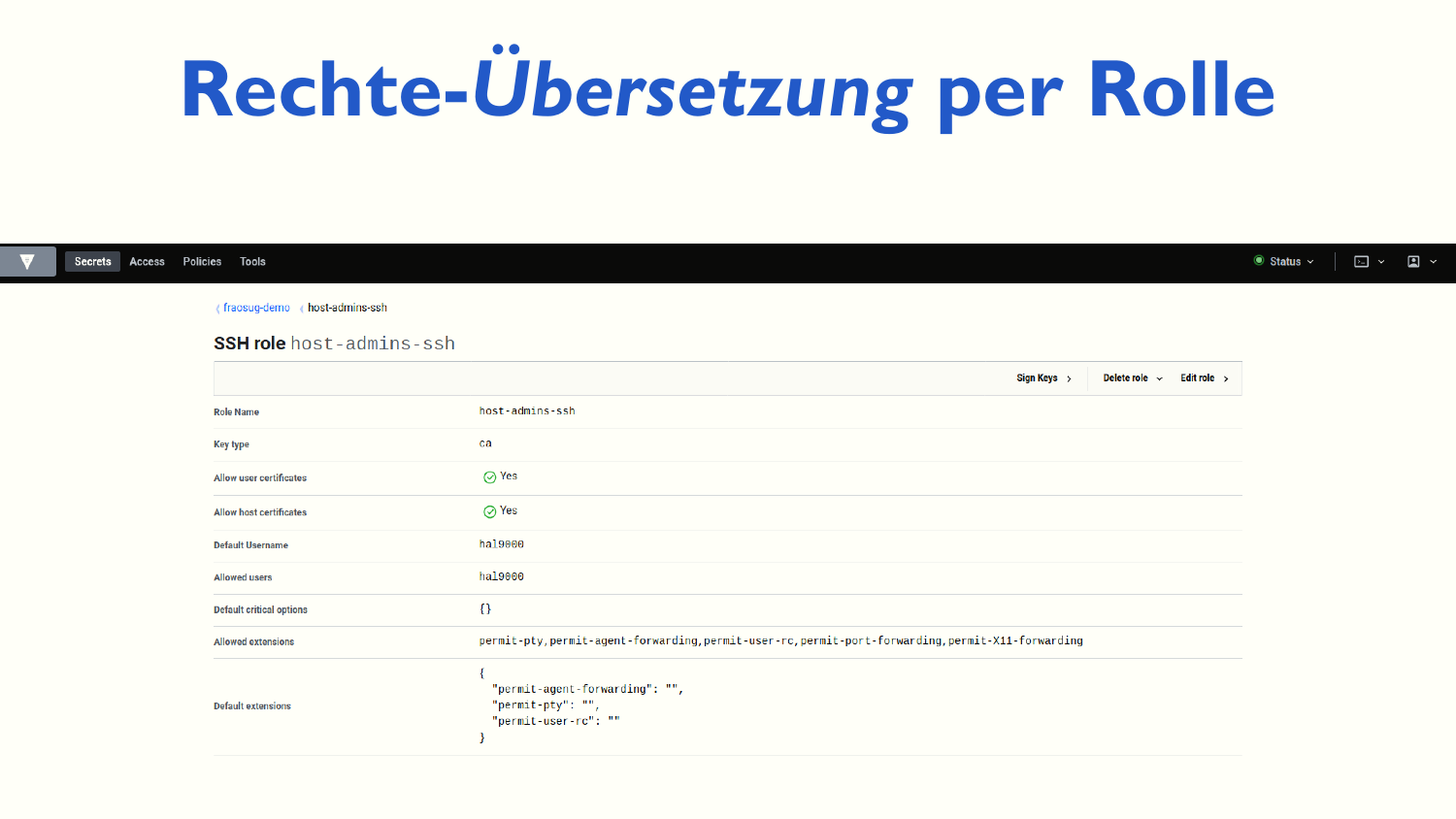# Rechte-*Übersetzung* per Rolle

Secrets | Access | Policies | Tools | Status

fraosug-demo / host-admins-ssh

## SSH role host-admins-ssh

Sign Keys | Delete role | Edit role

| Field | Value |
|---|---|
| Role Name | host-admins-ssh |
| Key type | ca |
| Allow user certificates | Yes |
| Allow host certificates | Yes |
| Default Username | hal9000 |
| Allowed users | hal9000 |
| Default critical options | {} |
| Allowed extensions | permit-pty,permit-agent-forwarding,permit-user-rc,permit-port-forwarding,permit-X11-forwarding |
| Default extensions | { "permit-agent-forwarding": "", "permit-pty": "", "permit-user-rc": "" } |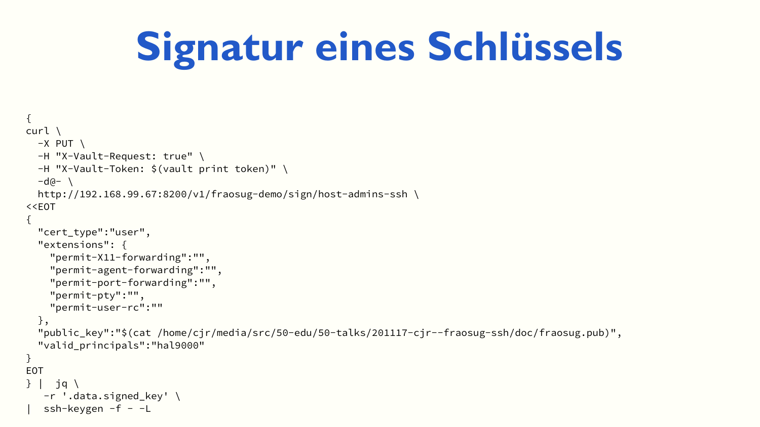# Signatur eines Schlüssels

```
{
curl \
  -X PUT \
  -H "X-Vault-Request: true" \
  -H "X-Vault-Token: $(vault print token)" \
  -d@- \
  http://192.168.99.67:8200/v1/fraosug-demo/sign/host-admins-ssh \
<<EOT
{
  "cert_type":"user",
  "extensions": {
    "permit-X11-forwarding":"",
    "permit-agent-forwarding":"",
    "permit-port-forwarding":"",
    "permit-pty":"",
    "permit-user-rc":""
  },
  "public_key":"$(cat /home/cjr/media/src/50-edu/50-talks/201117-cjr--fraosug-ssh/doc/fraosug.pub)",
  "valid_principals":"hal9000"
}
EOT
} |  jq \
   -r '.data.signed_key' \
|  ssh-keygen -f - -L
```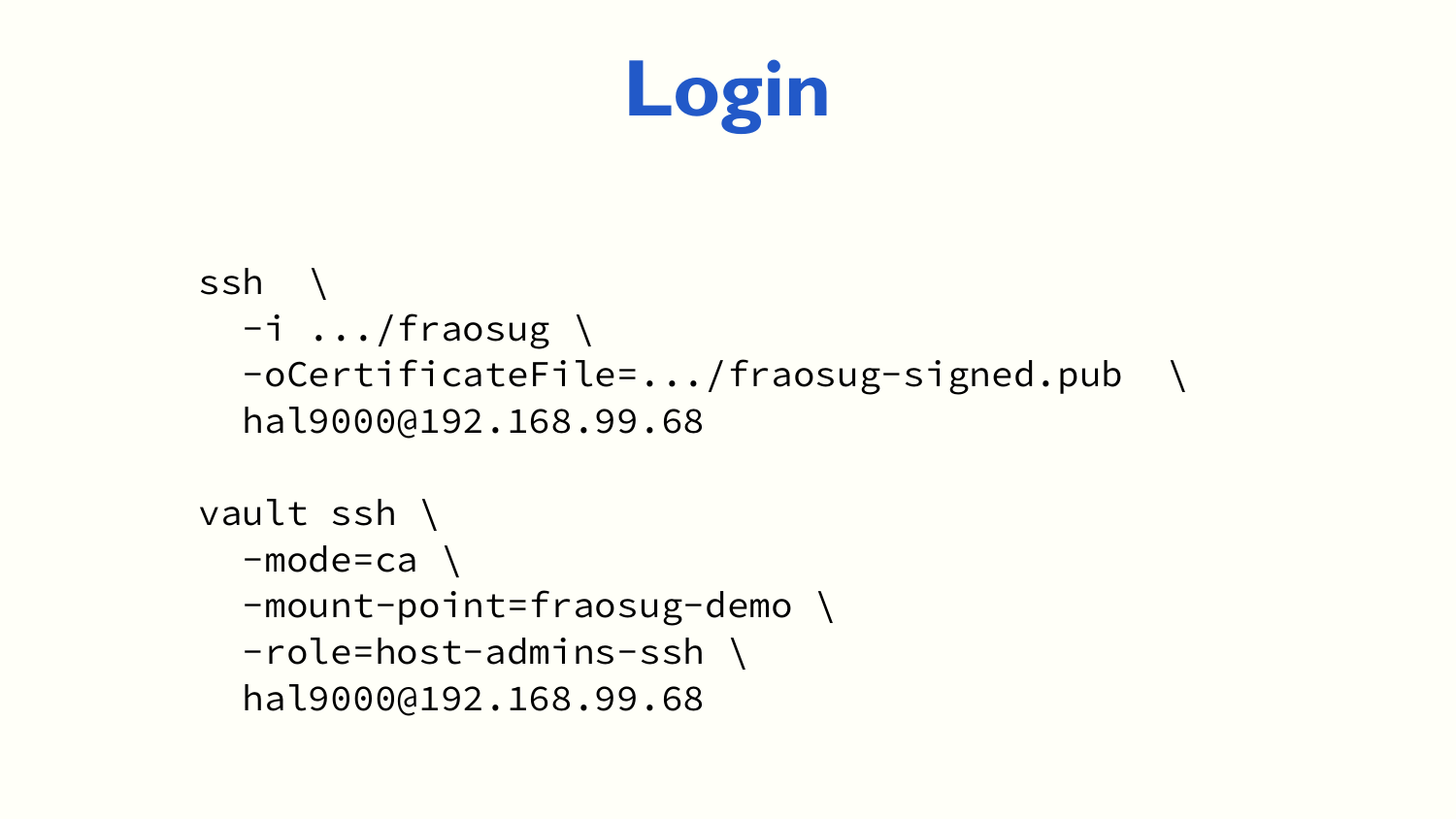# Login

```
ssh  \
  -i .../fraosug \
  -oCertificateFile=.../fraosug-signed.pub  \
  hal9000@192.168.99.68

vault ssh \
  -mode=ca \
  -mount-point=fraosug-demo \
  -role=host-admins-ssh \
  hal9000@192.168.99.68
```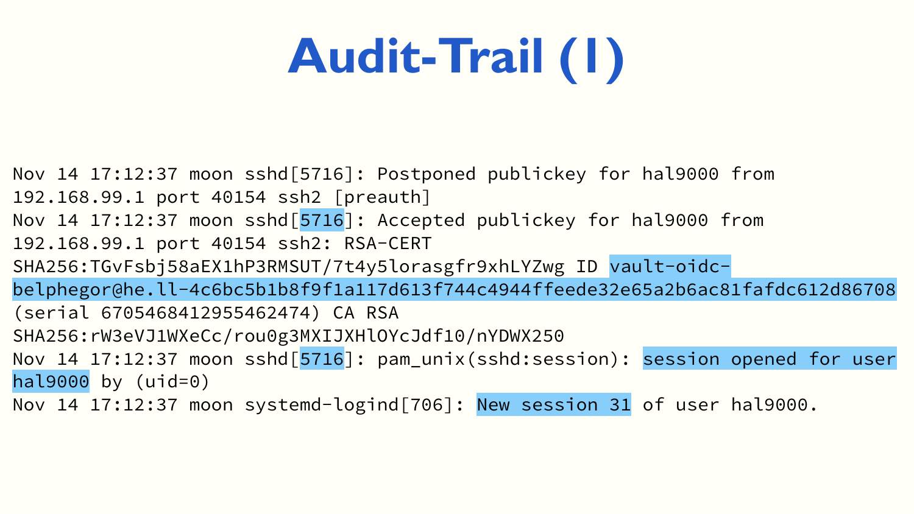# Audit-Trail (I)

```
Nov 14 17:12:37 moon sshd[5716]: Postponed publickey for hal9000 from
192.168.99.1 port 40154 ssh2 [preauth]
Nov 14 17:12:37 moon sshd[5716]: Accepted publickey for hal9000 from
192.168.99.1 port 40154 ssh2: RSA-CERT
SHA256:TGvFsbj58aEX1hP3RMSUT/7t4y5lorasgfr9xhLYZwg ID vault-oidc-
belphegor@he.ll-4c6bc5b1b8f9f1a117d613f744c4944ffeede32e65a2b6ac81fafdc612d86708
(serial 6705468412955462474) CA RSA
SHA256:rW3eVJ1WXeCc/rou0g3MXIJXHlOYcJdf10/nYDWX250
Nov 14 17:12:37 moon sshd[5716]: pam_unix(sshd:session): session opened for user
hal9000 by (uid=0)
Nov 14 17:12:37 moon systemd-logind[706]: New session 31 of user hal9000.
```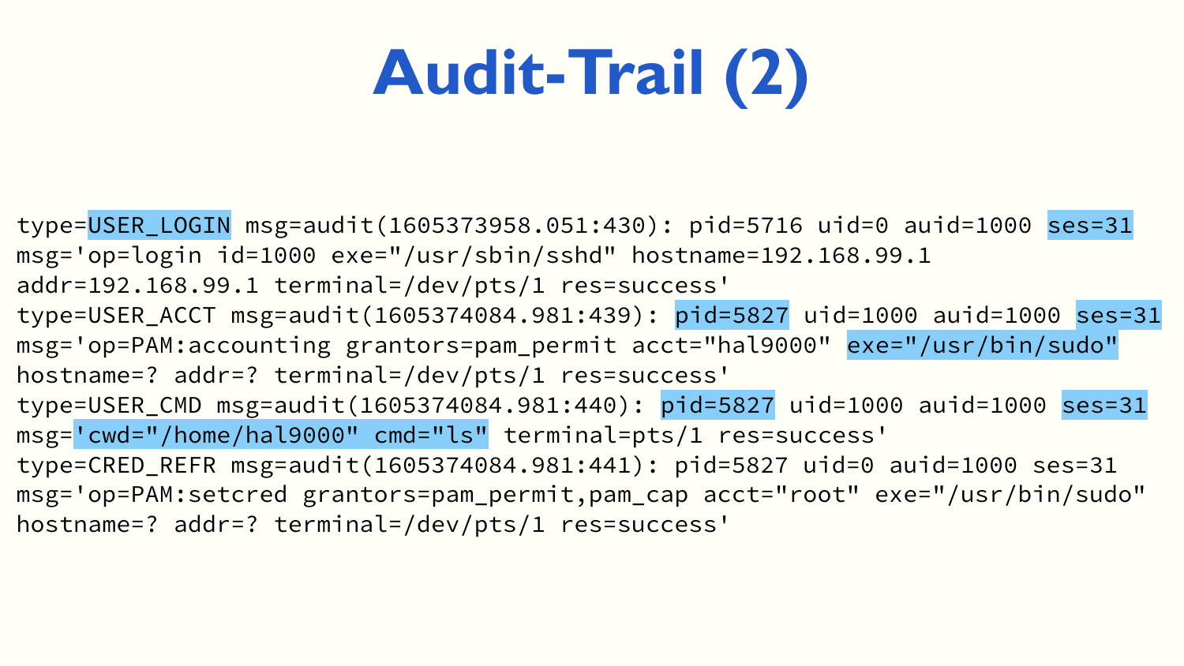# Audit-Trail (2)

```
type=USER_LOGIN msg=audit(1605373958.051:430): pid=5716 uid=0 auid=1000 ses=31
msg='op=login id=1000 exe="/usr/sbin/sshd" hostname=192.168.99.1
addr=192.168.99.1 terminal=/dev/pts/1 res=success'
type=USER_ACCT msg=audit(1605374084.981:439): pid=5827 uid=1000 auid=1000 ses=31
msg='op=PAM:accounting grantors=pam_permit acct="hal9000" exe="/usr/bin/sudo"
hostname=? addr=? terminal=/dev/pts/1 res=success'
type=USER_CMD msg=audit(1605374084.981:440): pid=5827 uid=1000 auid=1000 ses=31
msg='cwd="/home/hal9000" cmd="ls" terminal=pts/1 res=success'
type=CRED_REFR msg=audit(1605374084.981:441): pid=5827 uid=0 auid=1000 ses=31
msg='op=PAM:setcred grantors=pam_permit,pam_cap acct="root" exe="/usr/bin/sudo"
hostname=? addr=? terminal=/dev/pts/1 res=success'
```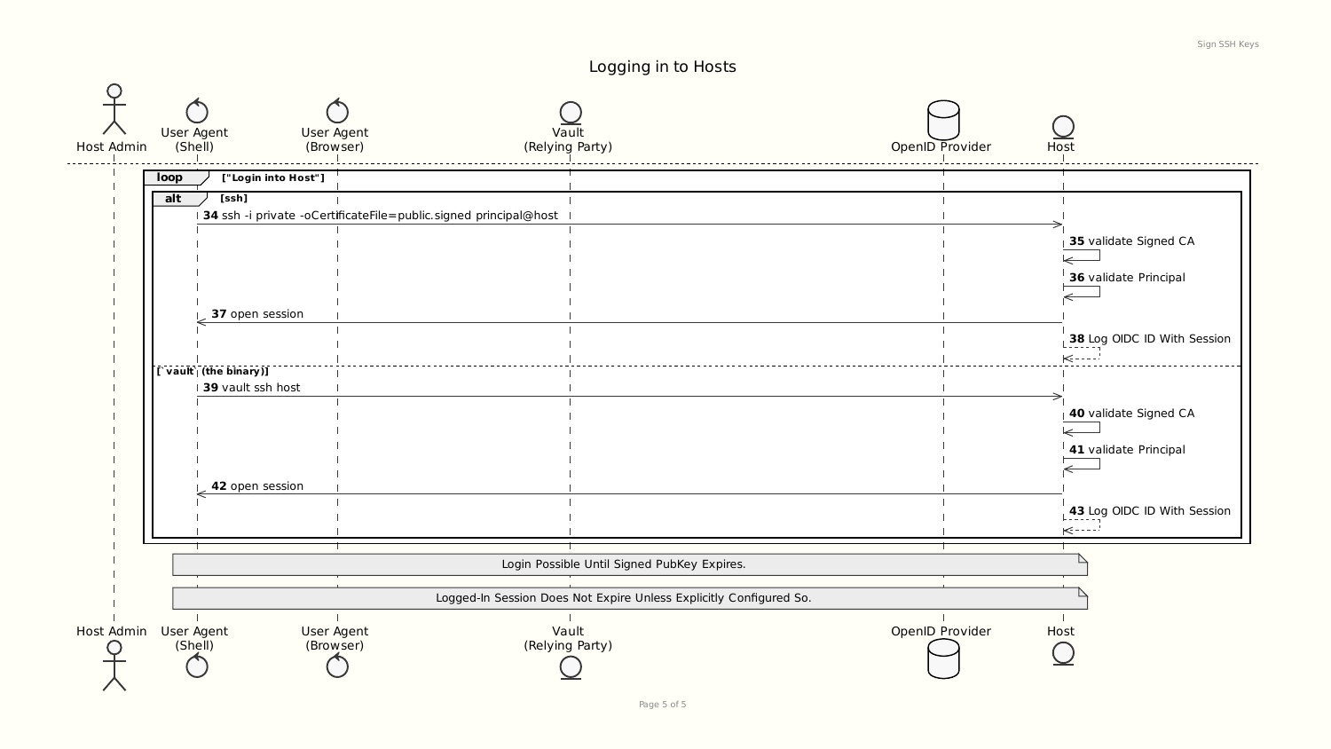# Logging in to Hosts

**Participants:** Host Admin, User Agent (Shell), User Agent (Browser), Vault (Relying Party), OpenID Provider, Host

**loop** ["Login into Host"]

**alt** [ssh]

- **34** User Agent (Shell) → Host: ssh -i private -oCertificateFile=public.signed principal@host
- **35** Host → Host: validate Signed CA
- **36** Host → Host: validate Principal
- **37** Host → User Agent (Shell): open session
- **38** Host → Host: Log OIDC ID With Session

**[ vault (the binary)]**

- **39** User Agent (Shell) → Host: vault ssh host
- **40** Host → Host: validate Signed CA
- **41** Host → Host: validate Principal
- **42** Host → User Agent (Shell): open session
- **43** Host → Host: Log OIDC ID With Session

Note: Login Possible Until Signed PubKey Expires.

Note: Logged-In Session Does Not Expire Unless Explicitly Configured So.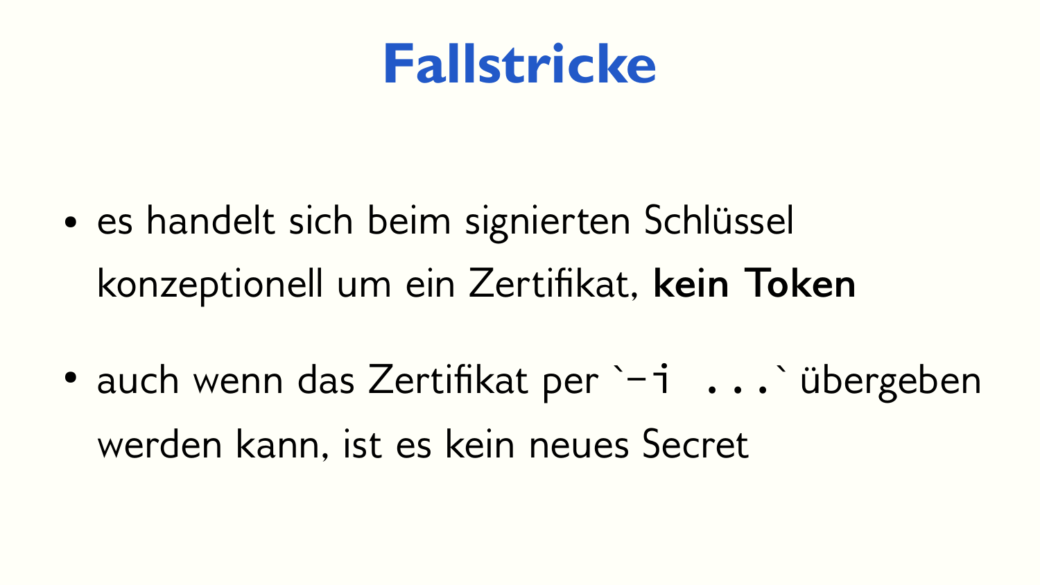# Fallstricke

- es handelt sich beim signierten Schlüssel konzeptionell um ein Zertifikat, **kein Token**
- auch wenn das Zertifikat per `-i ...` übergeben werden kann, ist es kein neues Secret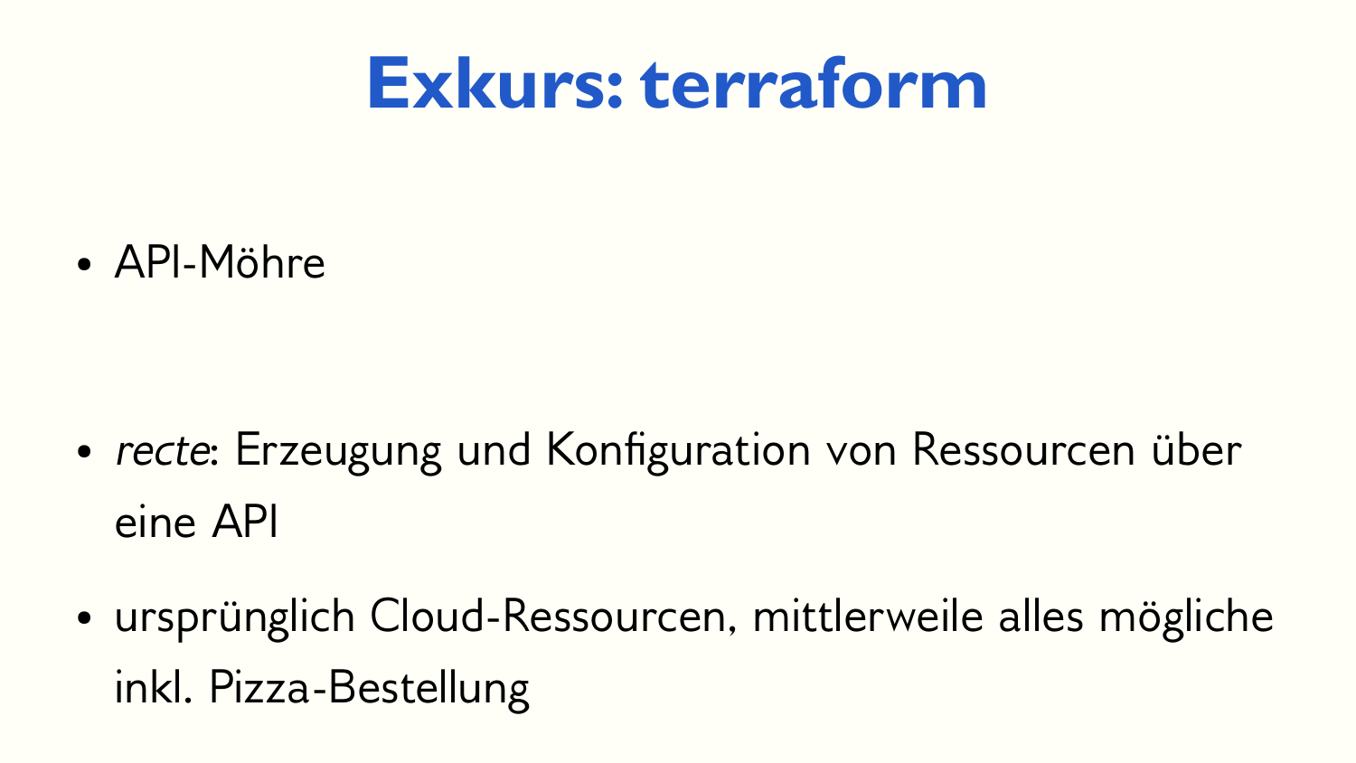# Exkurs: terraform

- API-Möhre

- *recte*: Erzeugung und Konfiguration von Ressourcen über eine API
- ursprünglich Cloud-Ressourcen, mittlerweile alles mögliche inkl. Pizza-Bestellung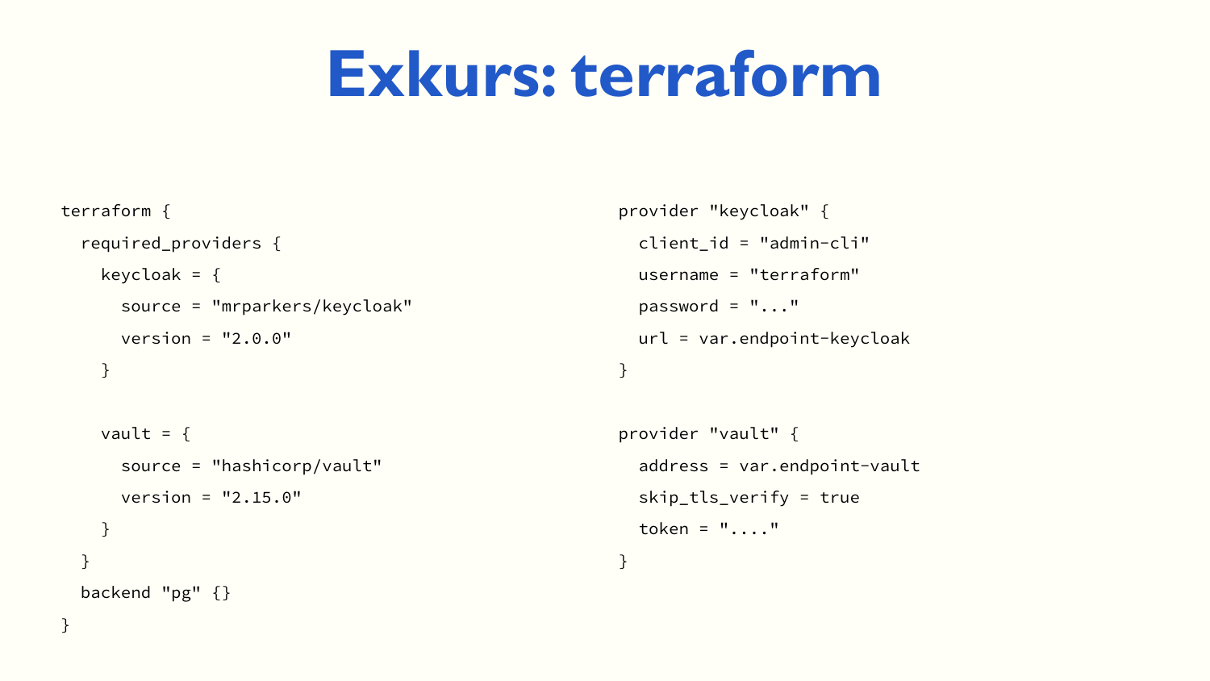# Exkurs: terraform

```
terraform {
  required_providers {
    keycloak = {
      source = "mrparkers/keycloak"
      version = "2.0.0"
    }

    vault = {
      source = "hashicorp/vault"
      version = "2.15.0"
    }
  }
  backend "pg" {}
}
```

```
provider "keycloak" {
  client_id = "admin-cli"
  username = "terraform"
  password = "..."
  url = var.endpoint-keycloak
}

provider "vault" {
  address = var.endpoint-vault
  skip_tls_verify = true
  token = "...."
}
```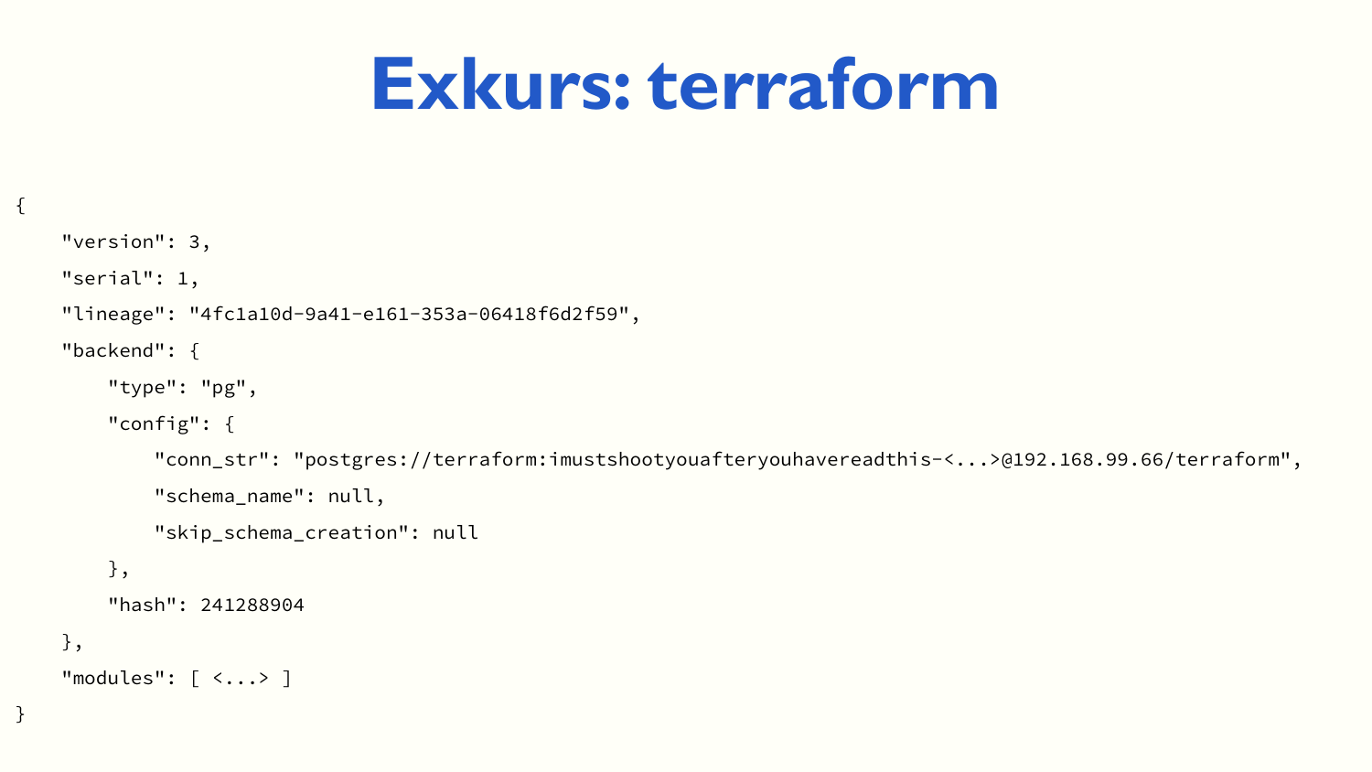# Exkurs: terraform

```
{
    "version": 3,
    "serial": 1,
    "lineage": "4fc1a10d-9a41-e161-353a-06418f6d2f59",
    "backend": {
        "type": "pg",
        "config": {
            "conn_str": "postgres://terraform:imustshootyouafteryouhavereadthis-<...>@192.168.99.66/terraform",
            "schema_name": null,
            "skip_schema_creation": null
        },
        "hash": 241288904
    },
    "modules": [ <...> ]
}
```